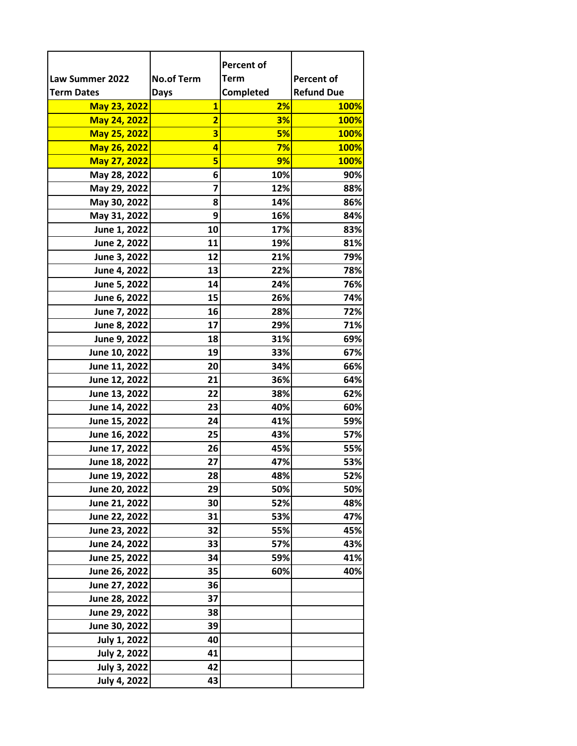| Law Summer 2022 Term Dates | No.of Term Days | Percent of Term Completed | Percent of Refund Due |
|---|---|---|---|
| May 23, 2022 | 1 | 2% | 100% |
| May 24, 2022 | 2 | 3% | 100% |
| May 25, 2022 | 3 | 5% | 100% |
| May 26, 2022 | 4 | 7% | 100% |
| May 27, 2022 | 5 | 9% | 100% |
| May 28, 2022 | 6 | 10% | 90% |
| May 29, 2022 | 7 | 12% | 88% |
| May 30, 2022 | 8 | 14% | 86% |
| May 31, 2022 | 9 | 16% | 84% |
| June 1, 2022 | 10 | 17% | 83% |
| June 2, 2022 | 11 | 19% | 81% |
| June 3, 2022 | 12 | 21% | 79% |
| June 4, 2022 | 13 | 22% | 78% |
| June 5, 2022 | 14 | 24% | 76% |
| June 6, 2022 | 15 | 26% | 74% |
| June 7, 2022 | 16 | 28% | 72% |
| June 8, 2022 | 17 | 29% | 71% |
| June 9, 2022 | 18 | 31% | 69% |
| June 10, 2022 | 19 | 33% | 67% |
| June 11, 2022 | 20 | 34% | 66% |
| June 12, 2022 | 21 | 36% | 64% |
| June 13, 2022 | 22 | 38% | 62% |
| June 14, 2022 | 23 | 40% | 60% |
| June 15, 2022 | 24 | 41% | 59% |
| June 16, 2022 | 25 | 43% | 57% |
| June 17, 2022 | 26 | 45% | 55% |
| June 18, 2022 | 27 | 47% | 53% |
| June 19, 2022 | 28 | 48% | 52% |
| June 20, 2022 | 29 | 50% | 50% |
| June 21, 2022 | 30 | 52% | 48% |
| June 22, 2022 | 31 | 53% | 47% |
| June 23, 2022 | 32 | 55% | 45% |
| June 24, 2022 | 33 | 57% | 43% |
| June 25, 2022 | 34 | 59% | 41% |
| June 26, 2022 | 35 | 60% | 40% |
| June 27, 2022 | 36 | | |
| June 28, 2022 | 37 | | |
| June 29, 2022 | 38 | | |
| June 30, 2022 | 39 | | |
| July 1, 2022 | 40 | | |
| July 2, 2022 | 41 | | |
| July 3, 2022 | 42 | | |
| July 4, 2022 | 43 | | |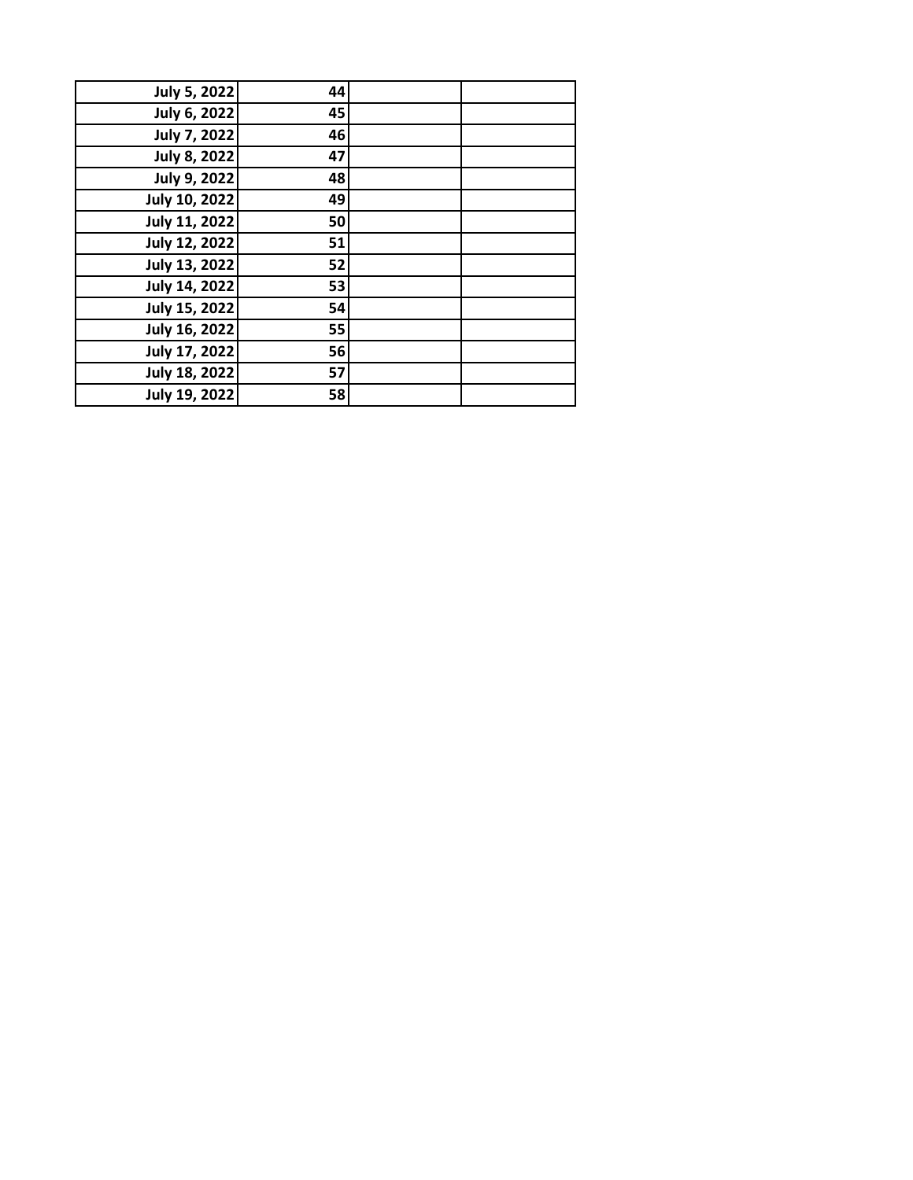| | | | |
|---|---|---|---|
| **July 5, 2022** | **44** | | |
| **July 6, 2022** | **45** | | |
| **July 7, 2022** | **46** | | |
| **July 8, 2022** | **47** | | |
| **July 9, 2022** | **48** | | |
| **July 10, 2022** | **49** | | |
| **July 11, 2022** | **50** | | |
| **July 12, 2022** | **51** | | |
| **July 13, 2022** | **52** | | |
| **July 14, 2022** | **53** | | |
| **July 15, 2022** | **54** | | |
| **July 16, 2022** | **55** | | |
| **July 17, 2022** | **56** | | |
| **July 18, 2022** | **57** | | |
| **July 19, 2022** | **58** | | |